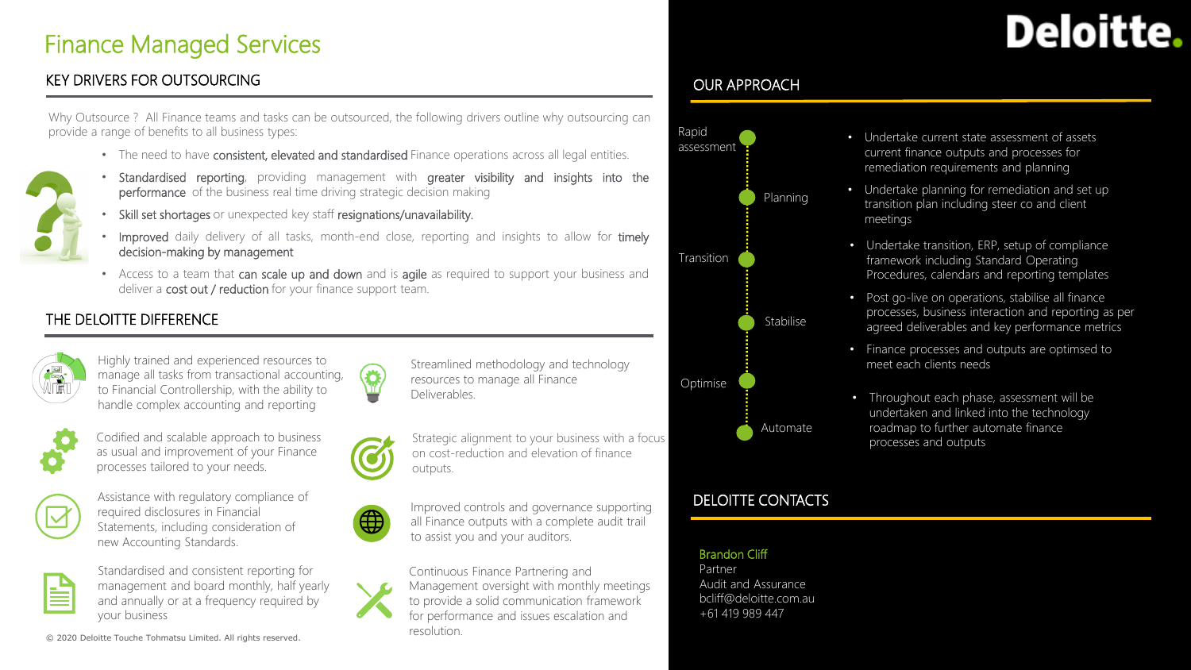# Finance Managed Services

Deloitte.

## KEY DRIVERS FOR OUTSOURCING

Why Outsource ? All Finance teams and tasks can be outsourced, the following drivers outline why outsourcing can provide a range of benefits to all business types:

- The need to have consistent, elevated and standardised Finance operations across all legal entities.
- Standardised reporting, providing management with greater visibility and insights into the performance of the business real time driving strategic decision making
- Skill set shortages or unexpected key staff resignations/unavailability.
- Improved daily delivery of all tasks, month-end close, reporting and insights to allow for timely decision-making by management
- Access to a team that can scale up and down and is agile as required to support your business and deliver a cost out / reduction for your finance support team.

## THE DELOITTE DIFFERENCE

- Highly trained and experienced resources to manage all tasks from transactional accounting, to Financial Controllership, with the ability to handle complex accounting and reporting
- Codified and scalable approach to business as usual and improvement of your Finance processes tailored to your needs.
- Assistance with regulatory compliance of required disclosures in Financial Statements, including consideration of new Accounting Standards.
- Standardised and consistent reporting for management and board monthly, half yearly and annually or at a frequency required by your business
- Streamlined methodology and technology resources to manage all Finance Deliverables.
- Strategic alignment to your business with a focus on cost-reduction and elevation of finance outputs.
- Improved controls and governance supporting all Finance outputs with a complete audit trail to assist you and your auditors.
- Continuous Finance Partnering and Management oversight with monthly meetings to provide a solid communication framework for performance and issues escalation and resolution.

## OUR APPROACH

- **Rapid assessment** – Undertake current state assessment of assets current finance outputs and processes for remediation requirements and planning
- **Planning** – Undertake planning for remediation and set up transition plan including steer co and client meetings
- **Transition** – Undertake transition, ERP, setup of compliance framework including Standard Operating Procedures, calendars and reporting templates
- **Stabilise** – Post go-live on operations, stabilise all finance processes, business interaction and reporting as per agreed deliverables and key performance metrics
- **Optimise** – Finance processes and outputs are optimsed to meet each clients needs
- **Automate** – Throughout each phase, assessment will be undertaken and linked into the technology roadmap to further automate finance processes and outputs

## DELOITTE CONTACTS

Brandon Cliff
Partner
Audit and Assurance
bcliff@deloitte.com.au
+61 419 989 447

© 2020 Deloitte Touche Tohmatsu Limited. All rights reserved.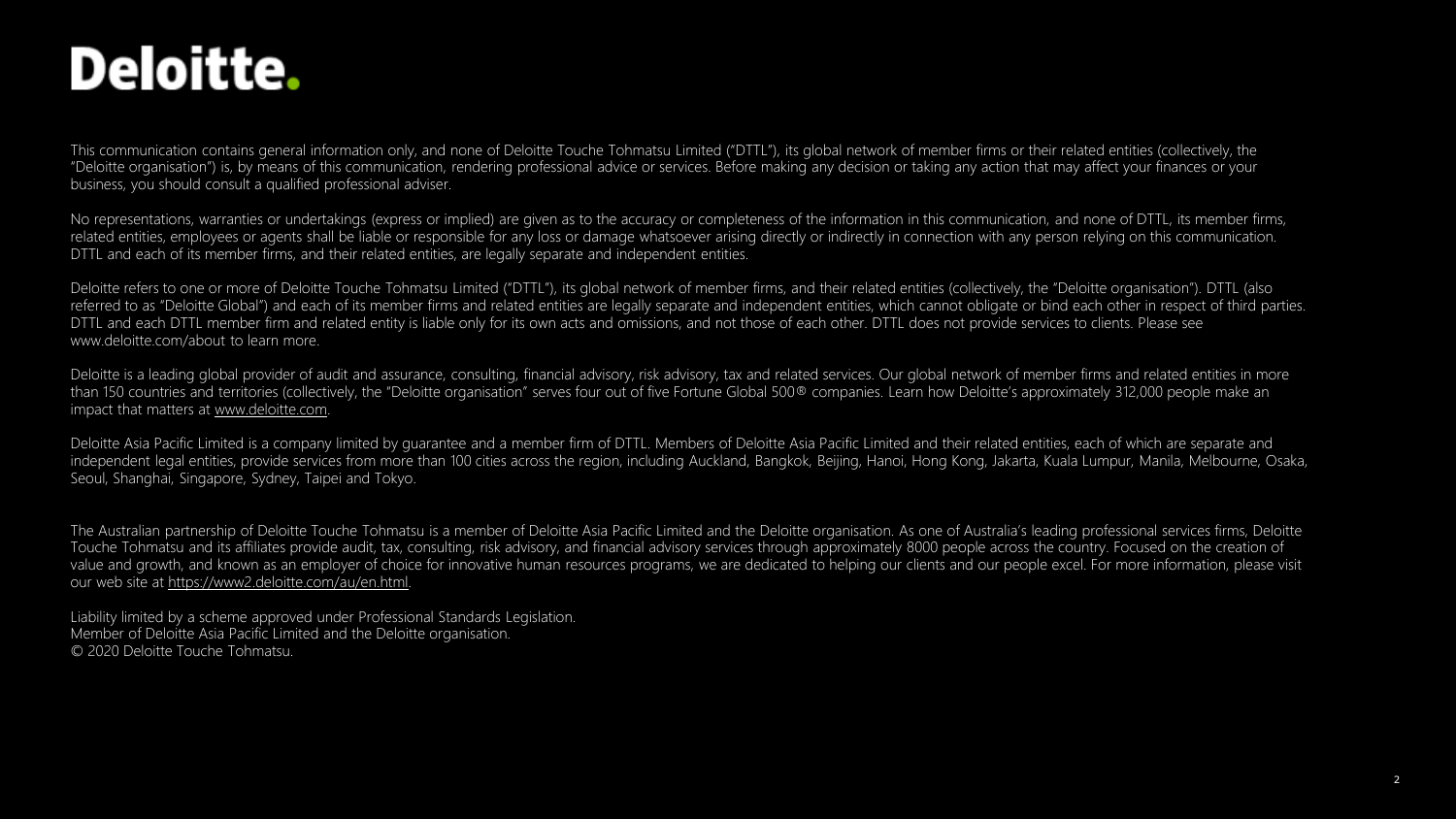# Deloitte.

This communication contains general information only, and none of Deloitte Touche Tohmatsu Limited ("DTTL"), its global network of member firms or their related entities (collectively, the "Deloitte organisation") is, by means of this communication, rendering professional advice or services. Before making any decision or taking any action that may affect your finances or your business, you should consult a qualified professional adviser.

No representations, warranties or undertakings (express or implied) are given as to the accuracy or completeness of the information in this communication, and none of DTTL, its member firms, related entities, employees or agents shall be liable or responsible for any loss or damage whatsoever arising directly or indirectly in connection with any person relying on this communication. DTTL and each of its member firms, and their related entities, are legally separate and independent entities.

Deloitte refers to one or more of Deloitte Touche Tohmatsu Limited ("DTTL"), its global network of member firms, and their related entities (collectively, the "Deloitte organisation"). DTTL (also referred to as "Deloitte Global") and each of its member firms and related entities are legally separate and independent entities, which cannot obligate or bind each other in respect of third parties. DTTL and each DTTL member firm and related entity is liable only for its own acts and omissions, and not those of each other. DTTL does not provide services to clients. Please see www.deloitte.com/about to learn more.

Deloitte is a leading global provider of audit and assurance, consulting, financial advisory, risk advisory, tax and related services. Our global network of member firms and related entities in more than 150 countries and territories (collectively, the "Deloitte organisation" serves four out of five Fortune Global 500® companies. Learn how Deloitte's approximately 312,000 people make an impact that matters at www.deloitte.com.

Deloitte Asia Pacific Limited is a company limited by guarantee and a member firm of DTTL. Members of Deloitte Asia Pacific Limited and their related entities, each of which are separate and independent legal entities, provide services from more than 100 cities across the region, including Auckland, Bangkok, Beijing, Hanoi, Hong Kong, Jakarta, Kuala Lumpur, Manila, Melbourne, Osaka, Seoul, Shanghai, Singapore, Sydney, Taipei and Tokyo.

The Australian partnership of Deloitte Touche Tohmatsu is a member of Deloitte Asia Pacific Limited and the Deloitte organisation. As one of Australia's leading professional services firms, Deloitte Touche Tohmatsu and its affiliates provide audit, tax, consulting, risk advisory, and financial advisory services through approximately 8000 people across the country. Focused on the creation of value and growth, and known as an employer of choice for innovative human resources programs, we are dedicated to helping our clients and our people excel. For more information, please visit our web site at https://www2.deloitte.com/au/en.html.

Liability limited by a scheme approved under Professional Standards Legislation.
Member of Deloitte Asia Pacific Limited and the Deloitte organisation.
© 2020 Deloitte Touche Tohmatsu.